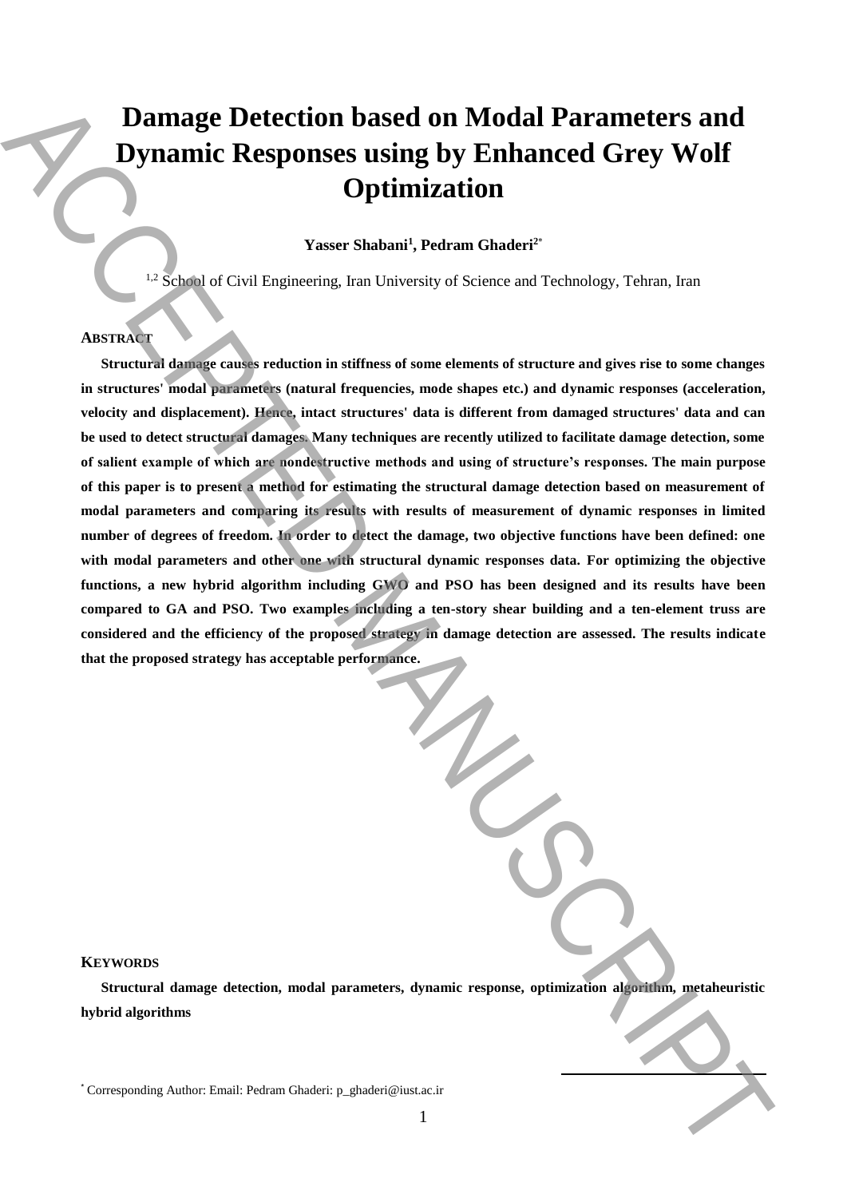# Damage Detection based on Modal Parameters and Dynamic Responses using by Enhanced Grey Wolf Optimization

**Yasser Shabani[1], Pedram Ghaderi[2*]**

[1,2] School of Civil Engineering, Iran University of Science and Technology, Tehran, Iran

## ABSTRACT

**Structural damage causes reduction in stiffness of some elements of structure and gives rise to some changes in structures' modal parameters (natural frequencies, mode shapes etc.) and dynamic responses (acceleration, velocity and displacement). Hence, intact structures' data is different from damaged structures' data and can be used to detect structural damages. Many techniques are recently utilized to facilitate damage detection, some of salient example of which are nondestructive methods and using of structure's responses. The main purpose of this paper is to present a method for estimating the structural damage detection based on measurement of modal parameters and comparing its results with results of measurement of dynamic responses in limited number of degrees of freedom. In order to detect the damage, two objective functions have been defined: one with modal parameters and other one with structural dynamic responses data. For optimizing the objective functions, a new hybrid algorithm including GWO and PSO has been designed and its results have been compared to GA and PSO. Two examples including a ten-story shear building and a ten-element truss are considered and the efficiency of the proposed strategy in damage detection are assessed. The results indicate that the proposed strategy has acceptable performance.**

## KEYWORDS

**Structural damage detection, modal parameters, dynamic response, optimization algorithm, metaheuristic hybrid algorithms**

[*] Corresponding Author: Email: Pedram Ghaderi: p_ghaderi@iust.ac.ir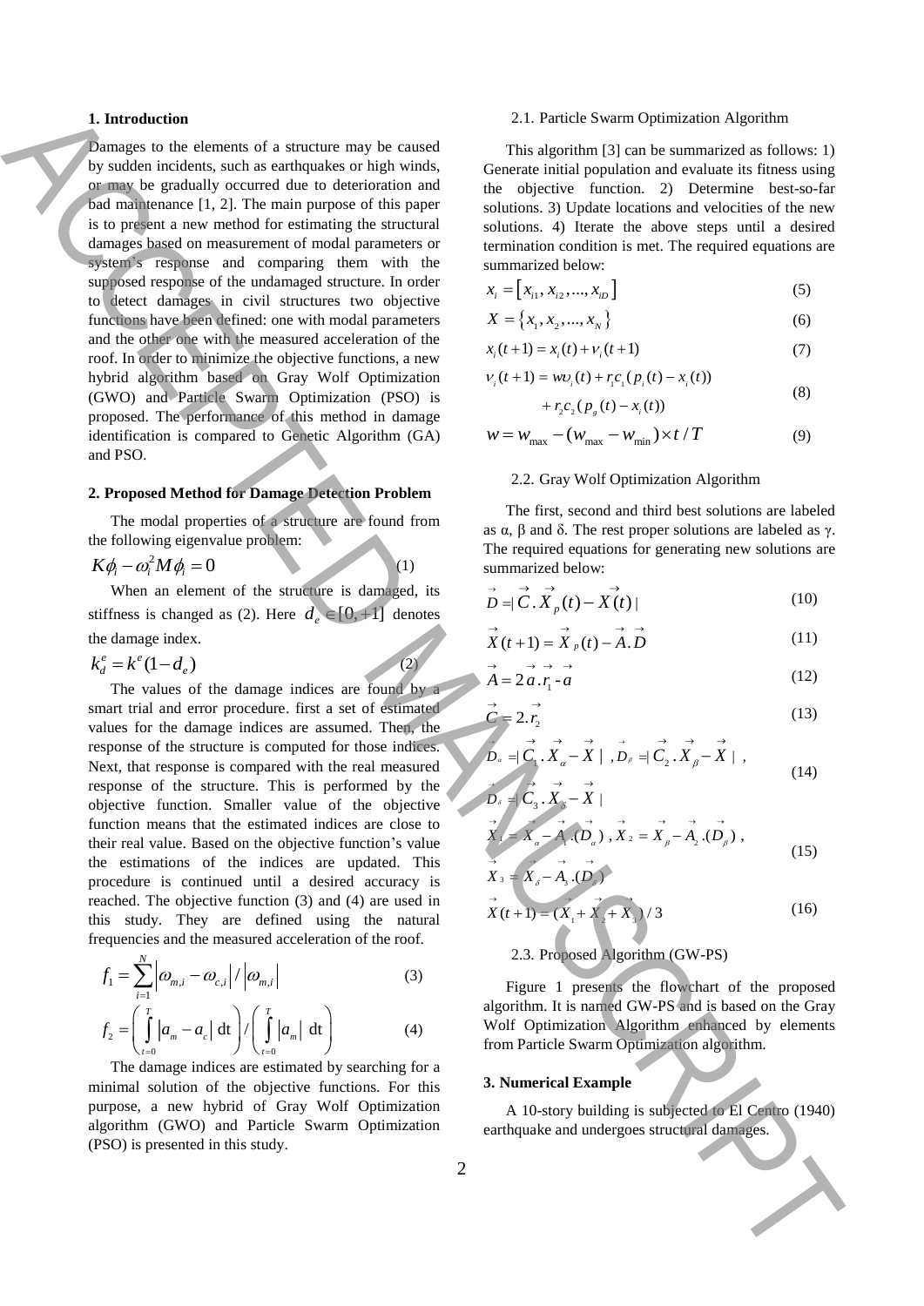## 1. Introduction

Damages to the elements of a structure may be caused by sudden incidents, such as earthquakes or high winds, or may be gradually occurred due to deterioration and bad maintenance [1, 2]. The main purpose of this paper is to present a new method for estimating the structural damages based on measurement of modal parameters or system's response and comparing them with the supposed response of the undamaged structure. In order to detect damages in civil structures two objective functions have been defined: one with modal parameters and the other one with the measured acceleration of the roof. In order to minimize the objective functions, a new hybrid algorithm based on Gray Wolf Optimization (GWO) and Particle Swarm Optimization (PSO) is proposed. The performance of this method in damage identification is compared to Genetic Algorithm (GA) and PSO.

## 2. Proposed Method for Damage Detection Problem

The modal properties of a structure are found from the following eigenvalue problem:

$$K\phi_i - \omega_i^2 M\phi_i = 0 \tag{1}$$

When an element of the structure is damaged, its stiffness is changed as (2). Here $d_e \in [0,+1]$ denotes the damage index.

$$k_d^e = k^e(1-d_e) \tag{2}$$

The values of the damage indices are found by a smart trial and error procedure. first a set of estimated values for the damage indices are assumed. Then, the response of the structure is computed for those indices. Next, that response is compared with the real measured response of the structure. This is performed by the objective function. Smaller value of the objective function means that the estimated indices are close to their real value. Based on the objective function's value the estimations of the indices are updated. This procedure is continued until a desired accuracy is reached. The objective function (3) and (4) are used in this study. They are defined using the natural frequencies and the measured acceleration of the roof.

$$f_1 = \sum_{i=1}^{N} \left|\omega_{m,i} - \omega_{c,i}\right| / \left|\omega_{m,i}\right| \tag{3}$$

$$f_2 = \left(\int_{t=0}^{T} \left|a_m - a_c\right| \,\mathrm{dt}\right) / \left(\int_{t=0}^{T} \left|a_m\right| \,\mathrm{dt}\right) \tag{4}$$

The damage indices are estimated by searching for a minimal solution of the objective functions. For this purpose, a new hybrid of Gray Wolf Optimization algorithm (GWO) and Particle Swarm Optimization (PSO) is presented in this study.

### 2.1. Particle Swarm Optimization Algorithm

This algorithm [3] can be summarized as follows: 1) Generate initial population and evaluate its fitness using the objective function. 2) Determine best-so-far solutions. 3) Update locations and velocities of the new solutions. 4) Iterate the above steps until a desired termination condition is met. The required equations are summarized below:

$$x_i = \left[x_{i1}, x_{i2}, ..., x_{iD}\right] \tag{5}$$

$$X = \left\{x_1, x_2, ..., x_N\right\} \tag{6}$$

$$x_i(t+1) = x_i(t) + v_i(t+1) \tag{7}$$

$$v_i(t+1) = w\upsilon_i(t) + r_1c_1(p_i(t) - x_i(t)) + r_2c_2(p_g(t) - x_i(t)) \tag{8}$$

$$w = w_{\max} - (w_{\max} - w_{\min}) \times t / T \tag{9}$$

### 2.2. Gray Wolf Optimization Algorithm

The first, second and third best solutions are labeled as α, β and δ. The rest proper solutions are labeled as γ. The required equations for generating new solutions are summarized below:

$$\vec{D} = |\vec{C}.\vec{X}_p(t) - \vec{X}(t)| \tag{10}$$

$$\vec{X}(t+1) = \vec{X}_p(t) - \vec{A}.\vec{D} \tag{11}$$

$$\vec{A} = 2\vec{a}.\vec{r}_1 - \vec{a} \tag{12}$$

$$\vec{C} = 2.\vec{r}_2 \tag{13}$$

$$\vec{D}_\alpha = |\vec{C}_1.\vec{X}_\alpha - \vec{X}|,\ \vec{D}_\beta = |\vec{C}_2.\vec{X}_\beta - \vec{X}|,\ \vec{D}_\delta = |\vec{C}_3.\vec{X}_\delta - \vec{X}| \tag{14}$$

$$\vec{X}_1 = \vec{X}_\alpha - \vec{A}_1.(\vec{D}_\alpha),\ \vec{X}_2 = \vec{X}_\beta - \vec{A}_2.(\vec{D}_\beta),\ \vec{X}_3 = \vec{X}_\delta - \vec{A}_3.(\vec{D}_\delta) \tag{15}$$

$$\vec{X}(t+1) = (\vec{X}_1 + \vec{X}_2 + \vec{X}_3) / 3 \tag{16}$$

### 2.3. Proposed Algorithm (GW-PS)

Figure 1 presents the flowchart of the proposed algorithm. It is named GW-PS and is based on the Gray Wolf Optimization Algorithm enhanced by elements from Particle Swarm Optimization algorithm.

## 3. Numerical Example

A 10-story building is subjected to El Centro (1940) earthquake and undergoes structural damages.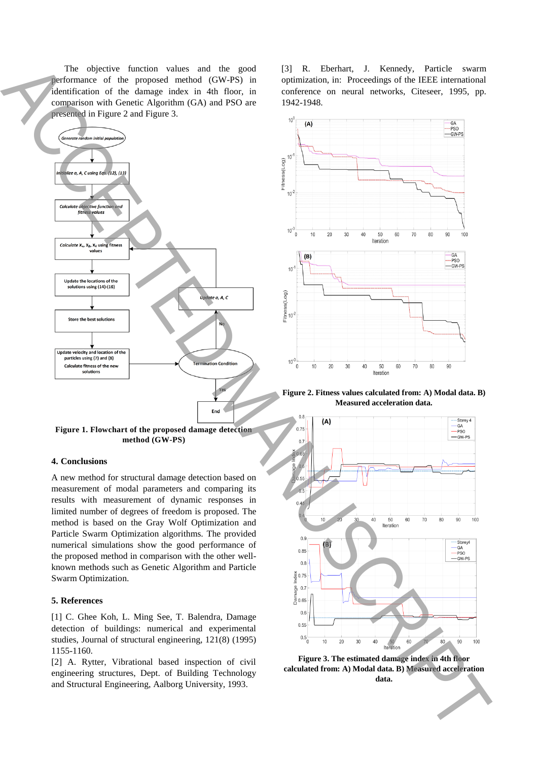The objective function values and the good performance of the proposed method (GW-PS) in identification of the damage index in 4th floor, in comparison with Genetic Algorithm (GA) and PSO are presented in Figure 2 and Figure 3.

Generate random initial population

Initialize a, A, C using Eqs. (12), (13)

Calculate objective function and fitness values

Calculate $X_\alpha$, $X_\beta$, $X_\delta$ using fitness values

Update the locations of the solutions using (14)-(16)

Store the best solutions

Update velocity and location of the particles using (7) and (8)
Calculate fitness of the new solutions

Termination Condition

No

Update a, A, C

Yes

End

**Figure 1. Flowchart of the proposed damage detection method (GW-PS)**

## 4. Conclusions

A new method for structural damage detection based on measurement of modal parameters and comparing its results with measurement of dynamic responses in limited number of degrees of freedom is proposed. The method is based on the Gray Wolf Optimization and Particle Swarm Optimization algorithms. The provided numerical simulations show the good performance of the proposed method in comparison with the other well-known methods such as Genetic Algorithm and Particle Swarm Optimization.

## 5. References

[1] C. Ghee Koh, L. Ming See, T. Balendra, Damage detection of buildings: numerical and experimental studies, Journal of structural engineering, 121(8) (1995) 1155-1160.

[2] A. Rytter, Vibrational based inspection of civil engineering structures, Dept. of Building Technology and Structural Engineering, Aalborg University, 1993.

[3] R. Eberhart, J. Kennedy, Particle swarm optimization, in: Proceedings of the IEEE international conference on neural networks, Citeseer, 1995, pp. 1942-1948.

(A)
GA
PSO
GW-PS
Fitness(Log)
$10^0$
$10^{-1}$
$10^{-2}$
$10^{-3}$
0 10 20 30 40 50 60 70 80 90 100
Iteration

(B)
GA
PSO
GW-PS
Fitness(Log)
$10^{-1}$
$10^{-2}$
$10^{-3}$
0 10 20 30 40 50 60 70 80 90
Iteration

**Figure 2. Fitness values calculated from: A) Modal data. B) Measured acceleration data.**

(A)
Storey 4
GA
PSO
GW-PS
Damage Index
0.8 0.75 0.7 0.65 0.6 0.55 0.5 0.45 0.4
0 10 20 30 40 50 60 70 80 90 100
Iteration

(B)
Storey4
GA
PSO
GW-PS
Damage Index
0.9 0.85 0.8 0.75 0.7 0.65 0.6 0.55 0.5
0 10 20 30 40 50 60 70 80 90 100
Iteration

**Figure 3. The estimated damage index in 4th floor calculated from: A) Modal data. B) Measured acceleration data.**